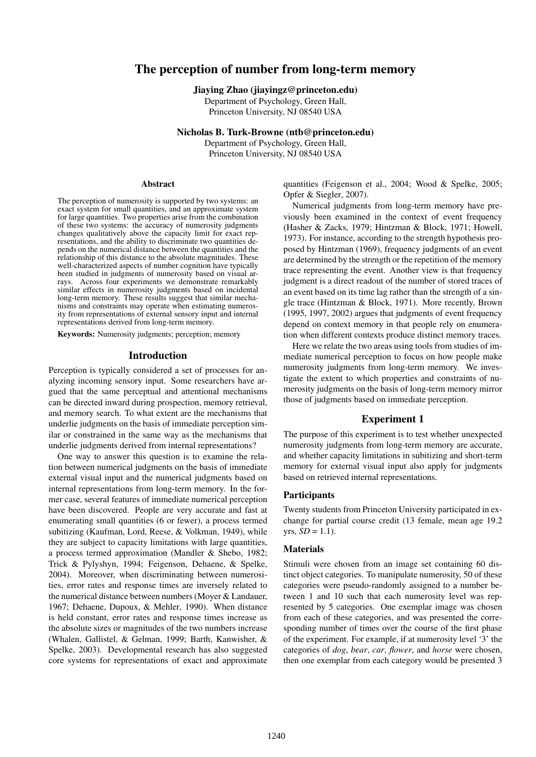# The perception of number from long-term memory

**Jiaying Zhao (jiayingz@princeton.edu)**
Department of Psychology, Green Hall,
Princeton University, NJ 08540 USA

**Nicholas B. Turk-Browne (ntb@princeton.edu)**
Department of Psychology, Green Hall,
Princeton University, NJ 08540 USA

## Abstract

The perception of numerosity is supported by two systems: an exact system for small quantities, and an approximate system for large quantities. Two properties arise from the combination of these two systems: the accuracy of numerosity judgments changes qualitatively above the capacity limit for exact representations, and the ability to discriminate two quantities depends on the numerical distance between the quantities and the relationship of this distance to the absolute magnitudes. These well-characterized aspects of number cognition have typically been studied in judgments of numerosity based on visual arrays. Across four experiments we demonstrate remarkably similar effects in numerosity judgments based on incidental long-term memory. These results suggest that similar mechanisms and constraints may operate when estimating numerosity from representations of external sensory input and internal representations derived from long-term memory.

**Keywords:** Numerosity judgments; perception; memory

## Introduction

Perception is typically considered a set of processes for analyzing incoming sensory input. Some researchers have argued that the same perceptual and attentional mechanisms can be directed inward during prospection, memory retrieval, and memory search. To what extent are the mechanisms that underlie judgments on the basis of immediate perception similar or constrained in the same way as the mechanisms that underlie judgments derived from internal representations?

One way to answer this question is to examine the relation between numerical judgments on the basis of immediate external visual input and the numerical judgments based on internal representations from long-term memory. In the former case, several features of immediate numerical perception have been discovered. People are very accurate and fast at enumerating small quantities (6 or fewer), a process termed subitizing (Kaufman, Lord, Reese, & Volkman, 1949), while they are subject to capacity limitations with large quantities, a process termed approximation (Mandler & Shebo, 1982; Trick & Pylyshyn, 1994; Feigenson, Dehaene, & Spelke, 2004). Moreover, when discriminating between numerosities, error rates and response times are inversely related to the numerical distance between numbers (Moyer & Landauer, 1967; Dehaene, Dupoux, & Mehler, 1990). When distance is held constant, error rates and response times increase as the absolute sizes or magnitudes of the two numbers increase (Whalen, Gallistel, & Gelman, 1999; Barth, Kanwisher, & Spelke, 2003). Developmental research has also suggested core systems for representations of exact and approximate quantities (Feigenson et al., 2004; Wood & Spelke, 2005; Opfer & Siegler, 2007).

Numerical judgments from long-term memory have previously been examined in the context of event frequency (Hasher & Zacks, 1979; Hintzman & Block, 1971; Howell, 1973). For instance, according to the strength hypothesis proposed by Hintzman (1969), frequency judgments of an event are determined by the strength or the repetition of the memory trace representing the event. Another view is that frequency judgment is a direct readout of the number of stored traces of an event based on its time lag rather than the strength of a single trace (Hintzman & Block, 1971). More recently, Brown (1995, 1997, 2002) argues that judgments of event frequency depend on context memory in that people rely on enumeration when different contexts produce distinct memory traces.

Here we relate the two areas using tools from studies of immediate numerical perception to focus on how people make numerosity judgments from long-term memory. We investigate the extent to which properties and constraints of numerosity judgments on the basis of long-term memory mirror those of judgments based on immediate perception.

## Experiment 1

The purpose of this experiment is to test whether unexpected numerosity judgments from long-term memory are accurate, and whether capacity limitations in subitizing and short-term memory for external visual input also apply for judgments based on retrieved internal representations.

### Participants

Twenty students from Princeton University participated in exchange for partial course credit (13 female, mean age 19.2 yrs, *SD* = 1.1).

### Materials

Stimuli were chosen from an image set containing 60 distinct object categories. To manipulate numerosity, 50 of these categories were pseudo-randomly assigned to a number between 1 and 10 such that each numerosity level was represented by 5 categories. One exemplar image was chosen from each of these categories, and was presented the corresponding number of times over the course of the first phase of the experiment. For example, if at numerosity level '3' the categories of *dog*, *bear*, *car*, *flower*, and *horse* were chosen, then one exemplar from each category would be presented 3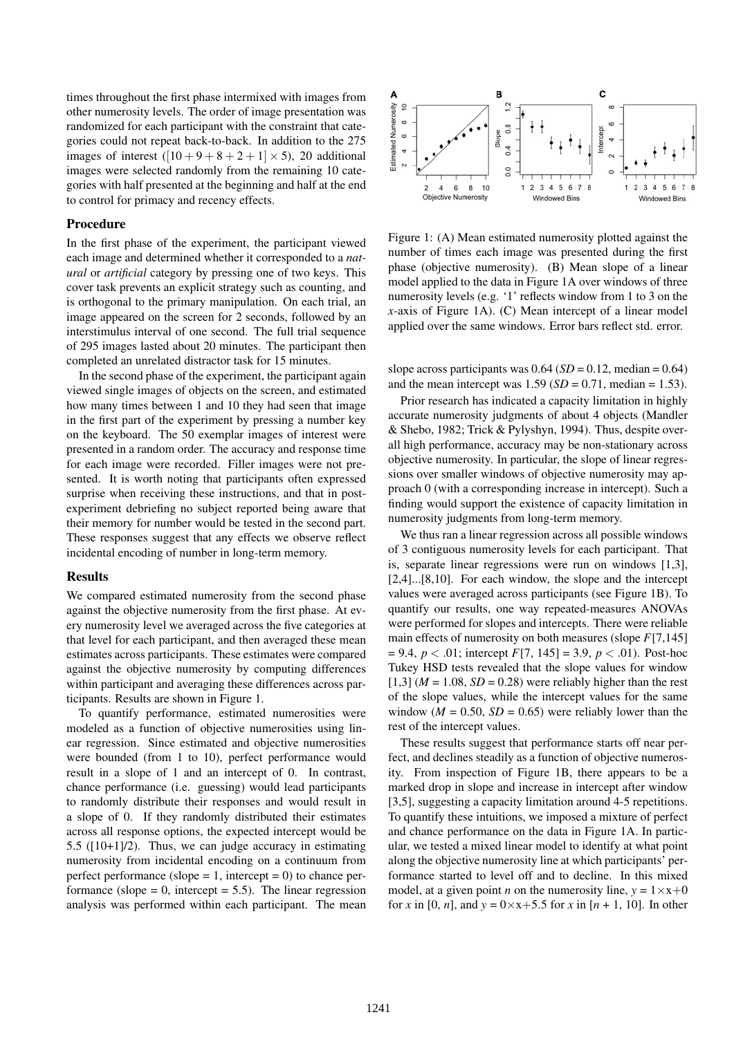times throughout the first phase intermixed with images from other numerosity levels. The order of image presentation was randomized for each participant with the constraint that categories could not repeat back-to-back. In addition to the 275 images of interest ($[10+9+8+2+1] \times 5$), 20 additional images were selected randomly from the remaining 10 categories with half presented at the beginning and half at the end to control for primacy and recency effects.

## Procedure

In the first phase of the experiment, the participant viewed each image and determined whether it corresponded to a *natural* or *artificial* category by pressing one of two keys. This cover task prevents an explicit strategy such as counting, and is orthogonal to the primary manipulation. On each trial, an image appeared on the screen for 2 seconds, followed by an interstimulus interval of one second. The full trial sequence of 295 images lasted about 20 minutes. The participant then completed an unrelated distractor task for 15 minutes.

In the second phase of the experiment, the participant again viewed single images of objects on the screen, and estimated how many times between 1 and 10 they had seen that image in the first part of the experiment by pressing a number key on the keyboard. The 50 exemplar images of interest were presented in a random order. The accuracy and response time for each image were recorded. Filler images were not presented. It is worth noting that participants often expressed surprise when receiving these instructions, and that in post-experiment debriefing no subject reported being aware that their memory for number would be tested in the second part. These responses suggest that any effects we observe reflect incidental encoding of number in long-term memory.

## Results

We compared estimated numerosity from the second phase against the objective numerosity from the first phase. At every numerosity level we averaged across the five categories at that level for each participant, and then averaged these mean estimates across participants. These estimates were compared against the objective numerosity by computing differences within participant and averaging these differences across participants. Results are shown in Figure 1.

A
Estimated Numerosity
2 4 6 8 10
Objective Numerosity

B
Slope
0.0 0.4 0.8 1.2
1 2 3 4 5 6 7 8
Windowed Bins

C
Intercept
0 2 4 6 8
1 2 3 4 5 6 7 8
Windowed Bins

Figure 1: (A) Mean estimated numerosity plotted against the number of times each image was presented during the first phase (objective numerosity). (B) Mean slope of a linear model applied to the data in Figure 1A over windows of three numerosity levels (e.g. '1' reflects window from 1 to 3 on the $x$-axis of Figure 1A). (C) Mean intercept of a linear model applied over the same windows. Error bars reflect std. error.

To quantify performance, estimated numerosities were modeled as a function of objective numerosities using linear regression. Since estimated and objective numerosities were bounded (from 1 to 10), perfect performance would result in a slope of 1 and an intercept of 0. In contrast, chance performance (i.e. guessing) would lead participants to randomly distribute their responses and would result in a slope of 0. If they randomly distributed their estimates across all response options, the expected intercept would be 5.5 ([10+1]/2). Thus, we can judge accuracy in estimating numerosity from incidental encoding on a continuum from perfect performance (slope = 1, intercept = 0) to chance performance (slope = 0, intercept = 5.5). The linear regression analysis was performed within each participant. The mean slope across participants was 0.64 ($SD$ = 0.12, median = 0.64) and the mean intercept was 1.59 ($SD$ = 0.71, median = 1.53).

Prior research has indicated a capacity limitation in highly accurate numerosity judgments of about 4 objects (Mandler & Shebo, 1982; Trick & Pylyshyn, 1994). Thus, despite overall high performance, accuracy may be non-stationary across objective numerosity. In particular, the slope of linear regressions over smaller windows of objective numerosity may approach 0 (with a corresponding increase in intercept). Such a finding would support the existence of capacity limitation in numerosity judgments from long-term memory.

We thus ran a linear regression across all possible windows of 3 contiguous numerosity levels for each participant. That is, separate linear regressions were run on windows [1,3], [2,4]...[8,10]. For each window, the slope and the intercept values were averaged across participants (see Figure 1B). To quantify our results, one way repeated-measures ANOVAs were performed for slopes and intercepts. There were reliable main effects of numerosity on both measures (slope $F[7,145] = 9.4$, $p < .01$; intercept $F[7, 145] = 3.9$, $p < .01$). Post-hoc Tukey HSD tests revealed that the slope values for window [1,3] ($M$ = 1.08, $SD$ = 0.28) were reliably higher than the rest of the slope values, while the intercept values for the same window ($M$ = 0.50, $SD$ = 0.65) were reliably lower than the rest of the intercept values.

These results suggest that performance starts off near perfect, and declines steadily as a function of objective numerosity. From inspection of Figure 1B, there appears to be a marked drop in slope and increase in intercept after window [3,5], suggesting a capacity limitation around 4-5 repetitions. To quantify these intuitions, we imposed a mixture of perfect and chance performance on the data in Figure 1A. In particular, we tested a mixed linear model to identify at what point along the objective numerosity line at which participants' performance started to level off and to decline. In this mixed model, at a given point $n$ on the numerosity line, $y = 1 \times x + 0$ for $x$ in $[0, n]$, and $y = 0 \times x + 5.5$ for $x$ in $[n+1, 10]$. In other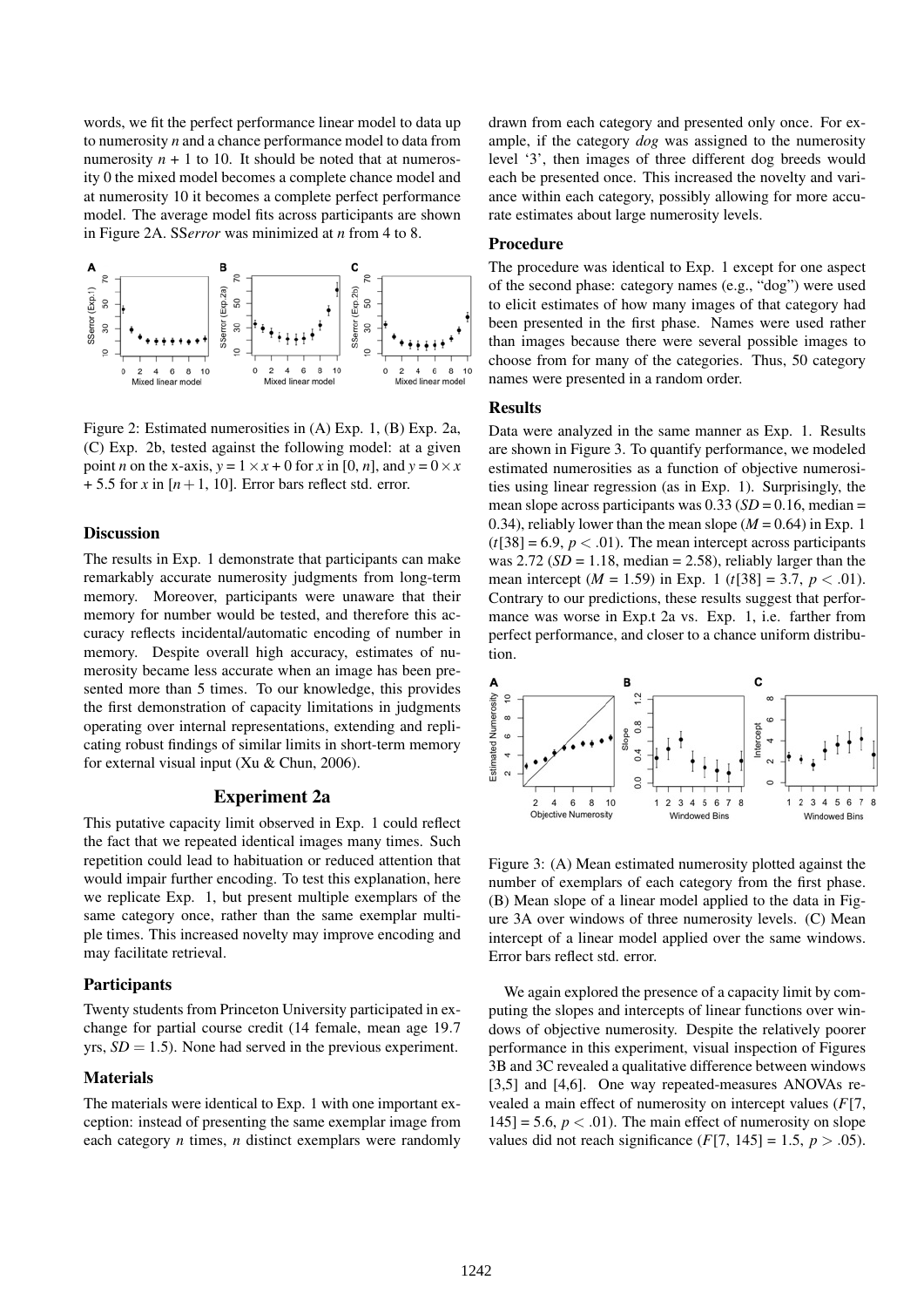words, we fit the perfect performance linear model to data up to numerosity $n$ and a chance performance model to data from numerosity $n + 1$ to 10. It should be noted that at numerosity 0 the mixed model becomes a complete chance model and at numerosity 10 it becomes a complete perfect performance model. The average model fits across participants are shown in Figure 2A. SS*error* was minimized at $n$ from 4 to 8.

A
SSerror (Exp.1)
10 30 50 70
0 2 4 6 8 10
Mixed linear model

B
SSerror (Exp.2a)
10 30 50 70
0 2 4 6 8 10
Mixed linear model

C
SSerror (Exp.2b)
10 30 50 70
0 2 4 6 8 10
Mixed linear model

Figure 2: Estimated numerosities in (A) Exp. 1, (B) Exp. 2a, (C) Exp. 2b, tested against the following model: at a given point $n$ on the x-axis, $y = 1 \times x + 0$ for $x$ in $[0, n]$, and $y = 0 \times x + 5.5$ for $x$ in $[n+1, 10]$. Error bars reflect std. error.

### Discussion

The results in Exp. 1 demonstrate that participants can make remarkably accurate numerosity judgments from long-term memory. Moreover, participants were unaware that their memory for number would be tested, and therefore this accuracy reflects incidental/automatic encoding of number in memory. Despite overall high accuracy, estimates of numerosity became less accurate when an image has been presented more than 5 times. To our knowledge, this provides the first demonstration of capacity limitations in judgments operating over internal representations, extending and replicating robust findings of similar limits in short-term memory for external visual input (Xu & Chun, 2006).

## Experiment 2a

This putative capacity limit observed in Exp. 1 could reflect the fact that we repeated identical images many times. Such repetition could lead to habituation or reduced attention that would impair further encoding. To test this explanation, here we replicate Exp. 1, but present multiple exemplars of the same category once, rather than the same exemplar multiple times. This increased novelty may improve encoding and may facilitate retrieval.

### Participants

Twenty students from Princeton University participated in exchange for partial course credit (14 female, mean age 19.7 yrs, $SD = 1.5$). None had served in the previous experiment.

### Materials

The materials were identical to Exp. 1 with one important exception: instead of presenting the same exemplar image from each category $n$ times, $n$ distinct exemplars were randomly drawn from each category and presented only once. For example, if the category *dog* was assigned to the numerosity level '3', then images of three different dog breeds would each be presented once. This increased the novelty and variance within each category, possibly allowing for more accurate estimates about large numerosity levels.

### Procedure

The procedure was identical to Exp. 1 except for one aspect of the second phase: category names (e.g., "dog") were used to elicit estimates of how many images of that category had been presented in the first phase. Names were used rather than images because there were several possible images to choose from for many of the categories. Thus, 50 category names were presented in a random order.

### Results

Data were analyzed in the same manner as Exp. 1. Results are shown in Figure 3. To quantify performance, we modeled estimated numerosities as a function of objective numerosities using linear regression (as in Exp. 1). Surprisingly, the mean slope across participants was 0.33 ($SD = 0.16$, median = 0.34), reliably lower than the mean slope ($M = 0.64$) in Exp. 1 ($t[38] = 6.9$, $p < .01$). The mean intercept across participants was 2.72 ($SD = 1.18$, median = 2.58), reliably larger than the mean intercept ($M = 1.59$) in Exp. 1 ($t[38] = 3.7$, $p < .01$). Contrary to our predictions, these results suggest that performance was worse in Exp.t 2a vs. Exp. 1, i.e. farther from perfect performance, and closer to a chance uniform distribution.

A
Estimated Numerosity
2 4 6 8 10
2 4 6 8 10
Objective Numerosity

B
Slope
0.0 0.4 0.8 1.2
1 2 3 4 5 6 7 8
Windowed Bins

C
Intercept
0 2 4 6 8
1 2 3 4 5 6 7 8
Windowed Bins

Figure 3: (A) Mean estimated numerosity plotted against the number of exemplars of each category from the first phase. (B) Mean slope of a linear model applied to the data in Figure 3A over windows of three numerosity levels. (C) Mean intercept of a linear model applied over the same windows. Error bars reflect std. error.

We again explored the presence of a capacity limit by computing the slopes and intercepts of linear functions over windows of objective numerosity. Despite the relatively poorer performance in this experiment, visual inspection of Figures 3B and 3C revealed a qualitative difference between windows [3,5] and [4,6]. One way repeated-measures ANOVAs revealed a main effect of numerosity on intercept values ($F[7, 145] = 5.6$, $p < .01$). The main effect of numerosity on slope values did not reach significance ($F[7, 145] = 1.5$, $p > .05$).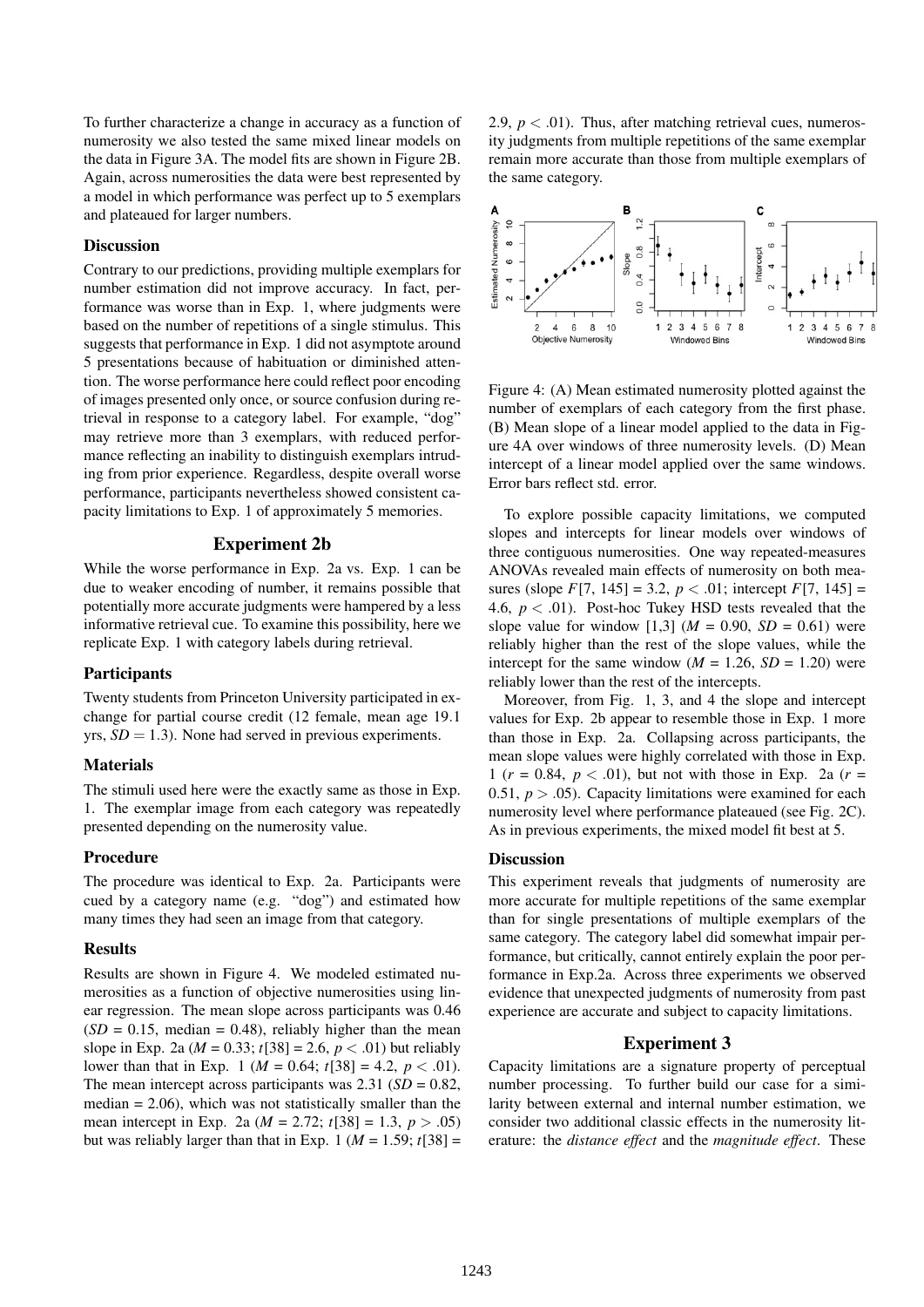To further characterize a change in accuracy as a function of numerosity we also tested the same mixed linear models on the data in Figure 3A. The model fits are shown in Figure 2B. Again, across numerosities the data were best represented by a model in which performance was perfect up to 5 exemplars and plateaued for larger numbers.

### Discussion

Contrary to our predictions, providing multiple exemplars for number estimation did not improve accuracy. In fact, performance was worse than in Exp. 1, where judgments were based on the number of repetitions of a single stimulus. This suggests that performance in Exp. 1 did not asymptote around 5 presentations because of habituation or diminished attention. The worse performance here could reflect poor encoding of images presented only once, or source confusion during retrieval in response to a category label. For example, "dog" may retrieve more than 3 exemplars, with reduced performance reflecting an inability to distinguish exemplars intruding from prior experience. Regardless, despite overall worse performance, participants nevertheless showed consistent capacity limitations to Exp. 1 of approximately 5 memories.

## Experiment 2b

While the worse performance in Exp. 2a vs. Exp. 1 can be due to weaker encoding of number, it remains possible that potentially more accurate judgments were hampered by a less informative retrieval cue. To examine this possibility, here we replicate Exp. 1 with category labels during retrieval.

### Participants

Twenty students from Princeton University participated in exchange for partial course credit (12 female, mean age 19.1 yrs, $SD = 1.3$). None had served in previous experiments.

### Materials

The stimuli used here were the exactly same as those in Exp. 1. The exemplar image from each category was repeatedly presented depending on the numerosity value.

### Procedure

The procedure was identical to Exp. 2a. Participants were cued by a category name (e.g. "dog") and estimated how many times they had seen an image from that category.

### Results

Results are shown in Figure 4. We modeled estimated numerosities as a function of objective numerosities using linear regression. The mean slope across participants was 0.46 ($SD$ = 0.15, median = 0.48), reliably higher than the mean slope in Exp. 2a ($M$ = 0.33; $t[38] = 2.6$, $p < .01$) but reliably lower than that in Exp. 1 ($M$ = 0.64; $t[38] = 4.2$, $p < .01$). The mean intercept across participants was 2.31 ($SD$ = 0.82, median = 2.06), which was not statistically smaller than the mean intercept in Exp. 2a ($M$ = 2.72; $t[38] = 1.3$, $p > .05$) but was reliably larger than that in Exp. 1 ($M$ = 1.59; $t[38]$ = 2.9, $p < .01$). Thus, after matching retrieval cues, numerosity judgments from multiple repetitions of the same exemplar remain more accurate than those from multiple exemplars of the same category.

A
Estimated Numerosity
2 4 6 8 10
2 4 6 8 10
Objective Numerosity

B
Slope
0.0 0.4 0.8 1.2
1 2 3 4 5 6 7 8
Windowed Bins

C
Intercept
0 2 4 6 8
1 2 3 4 5 6 7 8
Windowed Bins

Figure 4: (A) Mean estimated numerosity plotted against the number of exemplars of each category from the first phase. (B) Mean slope of a linear model applied to the data in Figure 4A over windows of three numerosity levels. (D) Mean intercept of a linear model applied over the same windows. Error bars reflect std. error.

To explore possible capacity limitations, we computed slopes and intercepts for linear models over windows of three contiguous numerosities. One way repeated-measures ANOVAs revealed main effects of numerosity on both measures (slope $F[7, 145] = 3.2$, $p < .01$; intercept $F[7, 145]$ = 4.6, $p < .01$). Post-hoc Tukey HSD tests revealed that the slope value for window [1,3] ($M$ = 0.90, $SD$ = 0.61) were reliably higher than the rest of the slope values, while the intercept for the same window ($M$ = 1.26, $SD$ = 1.20) were reliably lower than the rest of the intercepts.

Moreover, from Fig. 1, 3, and 4 the slope and intercept values for Exp. 2b appear to resemble those in Exp. 1 more than those in Exp. 2a. Collapsing across participants, the mean slope values were highly correlated with those in Exp. 1 ($r$ = 0.84, $p < .01$), but not with those in Exp. 2a ($r$ = 0.51, $p > .05$). Capacity limitations were examined for each numerosity level where performance plateaued (see Fig. 2C). As in previous experiments, the mixed model fit best at 5.

### Discussion

This experiment reveals that judgments of numerosity are more accurate for multiple repetitions of the same exemplar than for single presentations of multiple exemplars of the same category. The category label did somewhat impair performance, but critically, cannot entirely explain the poor performance in Exp.2a. Across three experiments we observed evidence that unexpected judgments of numerosity from past experience are accurate and subject to capacity limitations.

## Experiment 3

Capacity limitations are a signature property of perceptual number processing. To further build our case for a similarity between external and internal number estimation, we consider two additional classic effects in the numerosity literature: the *distance effect* and the *magnitude effect*. These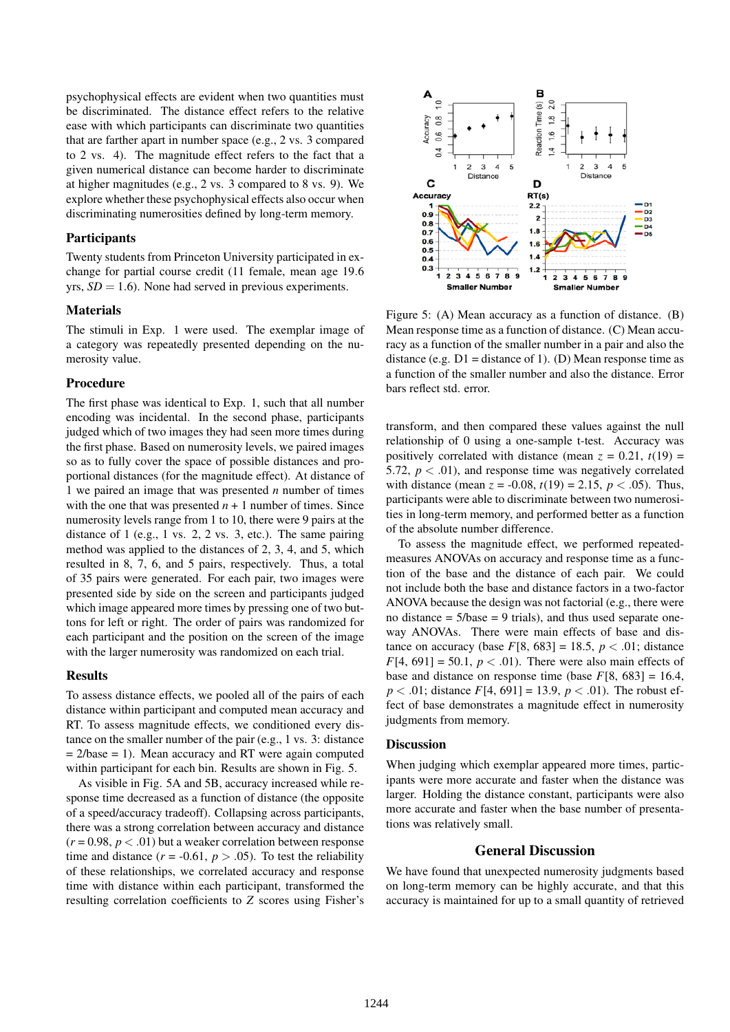psychophysical effects are evident when two quantities must be discriminated. The distance effect refers to the relative ease with which participants can discriminate two quantities that are farther apart in number space (e.g., 2 vs. 3 compared to 2 vs. 4). The magnitude effect refers to the fact that a given numerical distance can become harder to discriminate at higher magnitudes (e.g., 2 vs. 3 compared to 8 vs. 9). We explore whether these psychophysical effects also occur when discriminating numerosities defined by long-term memory.

### Participants

Twenty students from Princeton University participated in exchange for partial course credit (11 female, mean age 19.6 yrs, $SD = 1.6$). None had served in previous experiments.

### Materials

The stimuli in Exp. 1 were used. The exemplar image of a category was repeatedly presented depending on the numerosity value.

### Procedure

The first phase was identical to Exp. 1, such that all number encoding was incidental. In the second phase, participants judged which of two images they had seen more times during the first phase. Based on numerosity levels, we paired images so as to fully cover the space of possible distances and proportional distances (for the magnitude effect). At distance of 1 we paired an image that was presented $n$ number of times with the one that was presented $n + 1$ number of times. Since numerosity levels range from 1 to 10, there were 9 pairs at the distance of 1 (e.g., 1 vs. 2, 2 vs. 3, etc.). The same pairing method was applied to the distances of 2, 3, 4, and 5, which resulted in 8, 7, 6, and 5 pairs, respectively. Thus, a total of 35 pairs were generated. For each pair, two images were presented side by side on the screen and participants judged which image appeared more times by pressing one of two buttons for left or right. The order of pairs was randomized for each participant and the position on the screen of the image with the larger numerosity was randomized on each trial.

### Results

To assess distance effects, we pooled all of the pairs of each distance within participant and computed mean accuracy and RT. To assess magnitude effects, we conditioned every distance on the smaller number of the pair (e.g., 1 vs. 3: distance = 2/base = 1). Mean accuracy and RT were again computed within participant for each bin. Results are shown in Fig. 5.

As visible in Fig. 5A and 5B, accuracy increased while response time decreased as a function of distance (the opposite of a speed/accuracy tradeoff). Collapsing across participants, there was a strong correlation between accuracy and distance ($r = 0.98$, $p < .01$) but a weaker correlation between response time and distance ($r = -0.61$, $p > .05$). To test the reliability of these relationships, we correlated accuracy and response time with distance within each participant, transformed the resulting correlation coefficients to $Z$ scores using Fisher's transform, and then compared these values against the null relationship of 0 using a one-sample t-test. Accuracy was positively correlated with distance (mean $z = 0.21$, $t(19) = 5.72$, $p < .01$), and response time was negatively correlated with distance (mean $z = -0.08$, $t(19) = 2.15$, $p < .05$). Thus, participants were able to discriminate between two numerosities in long-term memory, and performed better as a function of the absolute number difference.

A
Accuracy
0.4 0.6 0.8 1.0
1 2 3 4 5
Distance

B
Reaction Time (s)
1.4 1.6 1.8 2.0
1 2 3 4 5
Distance

C
Accuracy
1 0.9 0.8 0.7 0.6 0.5 0.4 0.3
1 2 3 4 5 6 7 8 9
Smaller Number

D
RT(s)
2.2 2 1.8 1.6 1.4 1.2
1 2 3 4 5 6 7 8 9
Smaller Number
D1 D2 D3 D4 D5

Figure 5: (A) Mean accuracy as a function of distance. (B) Mean response time as a function of distance. (C) Mean accuracy as a function of the smaller number in a pair and also the distance (e.g. D1 = distance of 1). (D) Mean response time as a function of the smaller number and also the distance. Error bars reflect std. error.

To assess the magnitude effect, we performed repeated-measures ANOVAs on accuracy and response time as a function of the base and the distance of each pair. We could not include both the base and distance factors in a two-factor ANOVA because the design was not factorial (e.g., there were no distance = 5/base = 9 trials), and thus used separate one-way ANOVAs. There were main effects of base and distance on accuracy (base $F[8, 683] = 18.5$, $p < .01$; distance $F[4, 691] = 50.1$, $p < .01$). There were also main effects of base and distance on response time (base $F[8, 683] = 16.4$, $p < .01$; distance $F[4, 691] = 13.9$, $p < .01$). The robust effect of base demonstrates a magnitude effect in numerosity judgments from memory.

### Discussion

When judging which exemplar appeared more times, participants were more accurate and faster when the distance was larger. Holding the distance constant, participants were also more accurate and faster when the base number of presentations was relatively small.

## General Discussion

We have found that unexpected numerosity judgments based on long-term memory can be highly accurate, and that this accuracy is maintained for up to a small quantity of retrieved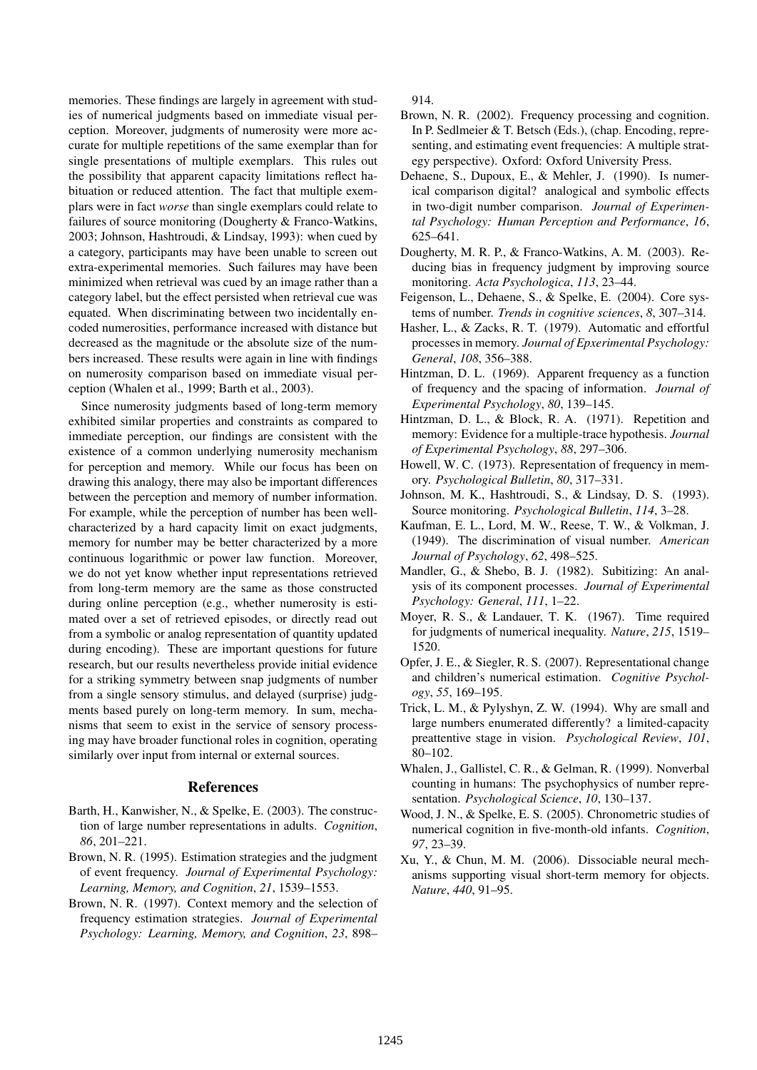memories. These findings are largely in agreement with studies of numerical judgments based on immediate visual perception. Moreover, judgments of numerosity were more accurate for multiple repetitions of the same exemplar than for single presentations of multiple exemplars. This rules out the possibility that apparent capacity limitations reflect habituation or reduced attention. The fact that multiple exemplars were in fact *worse* than single exemplars could relate to failures of source monitoring (Dougherty & Franco-Watkins, 2003; Johnson, Hashtroudi, & Lindsay, 1993): when cued by a category, participants may have been unable to screen out extra-experimental memories. Such failures may have been minimized when retrieval was cued by an image rather than a category label, but the effect persisted when retrieval cue was equated. When discriminating between two incidentally encoded numerosities, performance increased with distance but decreased as the magnitude or the absolute size of the numbers increased. These results were again in line with findings on numerosity comparison based on immediate visual perception (Whalen et al., 1999; Barth et al., 2003).

Since numerosity judgments based of long-term memory exhibited similar properties and constraints as compared to immediate perception, our findings are consistent with the existence of a common underlying numerosity mechanism for perception and memory. While our focus has been on drawing this analogy, there may also be important differences between the perception and memory of number information. For example, while the perception of number has been well-characterized by a hard capacity limit on exact judgments, memory for number may be better characterized by a more continuous logarithmic or power law function. Moreover, we do not yet know whether input representations retrieved from long-term memory are the same as those constructed during online perception (e.g., whether numerosity is estimated over a set of retrieved episodes, or directly read out from a symbolic or analog representation of quantity updated during encoding). These are important questions for future research, but our results nevertheless provide initial evidence for a striking symmetry between snap judgments of number from a single sensory stimulus, and delayed (surprise) judgments based purely on long-term memory. In sum, mechanisms that seem to exist in the service of sensory processing may have broader functional roles in cognition, operating similarly over input from internal or external sources.

## References

Barth, H., Kanwisher, N., & Spelke, E. (2003). The construction of large number representations in adults. *Cognition*, *86*, 201–221.

Brown, N. R. (1995). Estimation strategies and the judgment of event frequency. *Journal of Experimental Psychology: Learning, Memory, and Cognition*, *21*, 1539–1553.

Brown, N. R. (1997). Context memory and the selection of frequency estimation strategies. *Journal of Experimental Psychology: Learning, Memory, and Cognition*, *23*, 898–914.

Brown, N. R. (2002). Frequency processing and cognition. In P. Sedlmeier & T. Betsch (Eds.), (chap. Encoding, representing, and estimating event frequencies: A multiple strategy perspective). Oxford: Oxford University Press.

Dehaene, S., Dupoux, E., & Mehler, J. (1990). Is numerical comparison digital? analogical and symbolic effects in two-digit number comparison. *Journal of Experimental Psychology: Human Perception and Performance*, *16*, 625–641.

Dougherty, M. R. P., & Franco-Watkins, A. M. (2003). Reducing bias in frequency judgment by improving source monitoring. *Acta Psychologica*, *113*, 23–44.

Feigenson, L., Dehaene, S., & Spelke, E. (2004). Core systems of number. *Trends in cognitive sciences*, *8*, 307–314.

Hasher, L., & Zacks, R. T. (1979). Automatic and effortful processes in memory. *Journal of Epxerimental Psychology: General*, *108*, 356–388.

Hintzman, D. L. (1969). Apparent frequency as a function of frequency and the spacing of information. *Journal of Experimental Psychology*, *80*, 139–145.

Hintzman, D. L., & Block, R. A. (1971). Repetition and memory: Evidence for a multiple-trace hypothesis. *Journal of Experimental Psychology*, *88*, 297–306.

Howell, W. C. (1973). Representation of frequency in memory. *Psychological Bulletin*, *80*, 317–331.

Johnson, M. K., Hashtroudi, S., & Lindsay, D. S. (1993). Source monitoring. *Psychological Bulletin*, *114*, 3–28.

Kaufman, E. L., Lord, M. W., Reese, T. W., & Volkman, J. (1949). The discrimination of visual number. *American Journal of Psychology*, *62*, 498–525.

Mandler, G., & Shebo, B. J. (1982). Subitizing: An analysis of its component processes. *Journal of Experimental Psychology: General*, *111*, 1–22.

Moyer, R. S., & Landauer, T. K. (1967). Time required for judgments of numerical inequality. *Nature*, *215*, 1519–1520.

Opfer, J. E., & Siegler, R. S. (2007). Representational change and children's numerical estimation. *Cognitive Psychology*, *55*, 169–195.

Trick, L. M., & Pylyshyn, Z. W. (1994). Why are small and large numbers enumerated differently? a limited-capacity preattentive stage in vision. *Psychological Review*, *101*, 80–102.

Whalen, J., Gallistel, C. R., & Gelman, R. (1999). Nonverbal counting in humans: The psychophysics of number representation. *Psychological Science*, *10*, 130–137.

Wood, J. N., & Spelke, E. S. (2005). Chronometric studies of numerical cognition in five-month-old infants. *Cognition*, *97*, 23–39.

Xu, Y., & Chun, M. M. (2006). Dissociable neural mechanisms supporting visual short-term memory for objects. *Nature*, *440*, 91–95.